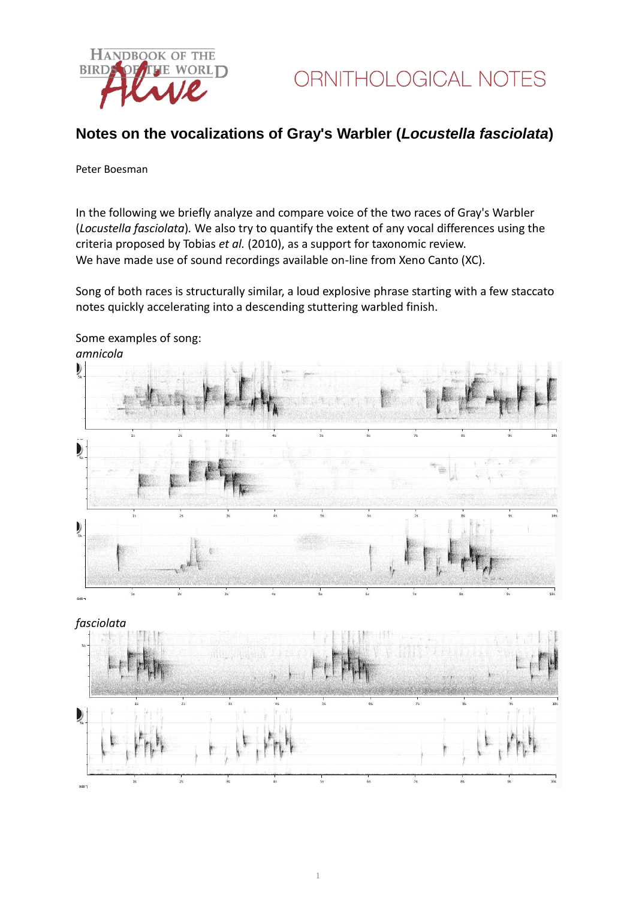HANDBOOK OF THE BIRDS OF THE WORLD *Alive*

ORNITHOLOGICAL NOTES

# Notes on the vocalizations of Gray's Warbler (*Locustella fasciolata*)

Peter Boesman

In the following we briefly analyze and compare voice of the two races of Gray's Warbler (*Locustella fasciolata*). We also try to quantify the extent of any vocal differences using the criteria proposed by Tobias *et al.* (2010), as a support for taxonomic review.
We have made use of sound recordings available on-line from Xeno Canto (XC).

Song of both races is structurally similar, a loud explosive phrase starting with a few staccato notes quickly accelerating into a descending stuttering warbled finish.

Some examples of song:
*amnicola*

*fasciolata*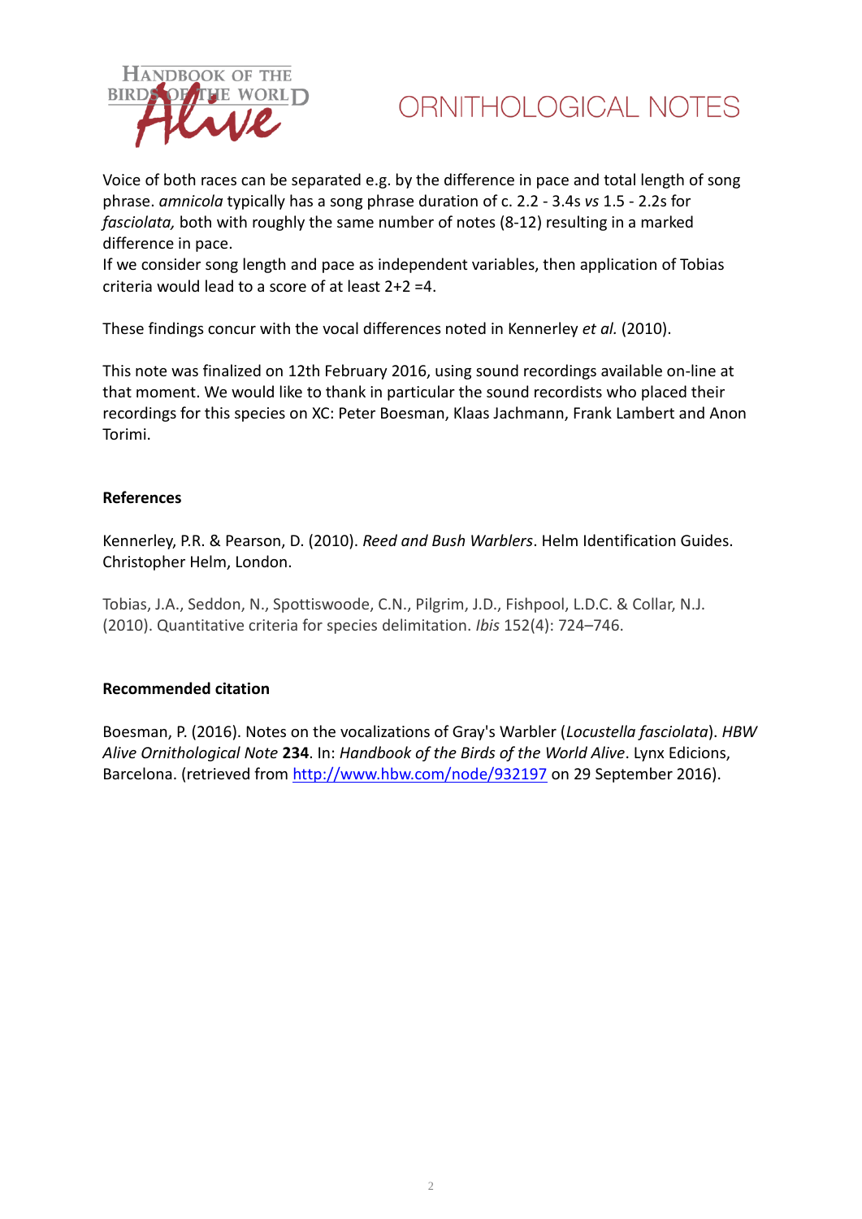Voice of both races can be separated e.g. by the difference in pace and total length of song phrase. *amnicola* typically has a song phrase duration of c. 2.2 - 3.4s *vs* 1.5 - 2.2s for *fasciolata,* both with roughly the same number of notes (8-12) resulting in a marked difference in pace.
If we consider song length and pace as independent variables, then application of Tobias criteria would lead to a score of at least 2+2 =4.

These findings concur with the vocal differences noted in Kennerley *et al.* (2010).

This note was finalized on 12th February 2016, using sound recordings available on-line at that moment. We would like to thank in particular the sound recordists who placed their recordings for this species on XC: Peter Boesman, Klaas Jachmann, Frank Lambert and Anon Torimi.

**References**

Kennerley, P.R. & Pearson, D. (2010). *Reed and Bush Warblers*. Helm Identification Guides. Christopher Helm, London.

Tobias, J.A., Seddon, N., Spottiswoode, C.N., Pilgrim, J.D., Fishpool, L.D.C. & Collar, N.J. (2010). Quantitative criteria for species delimitation. *Ibis* 152(4): 724–746.

**Recommended citation**

Boesman, P. (2016). Notes on the vocalizations of Gray's Warbler (*Locustella fasciolata*). *HBW Alive Ornithological Note* **234**. In: *Handbook of the Birds of the World Alive*. Lynx Edicions, Barcelona. (retrieved from http://www.hbw.com/node/932197 on 29 September 2016).